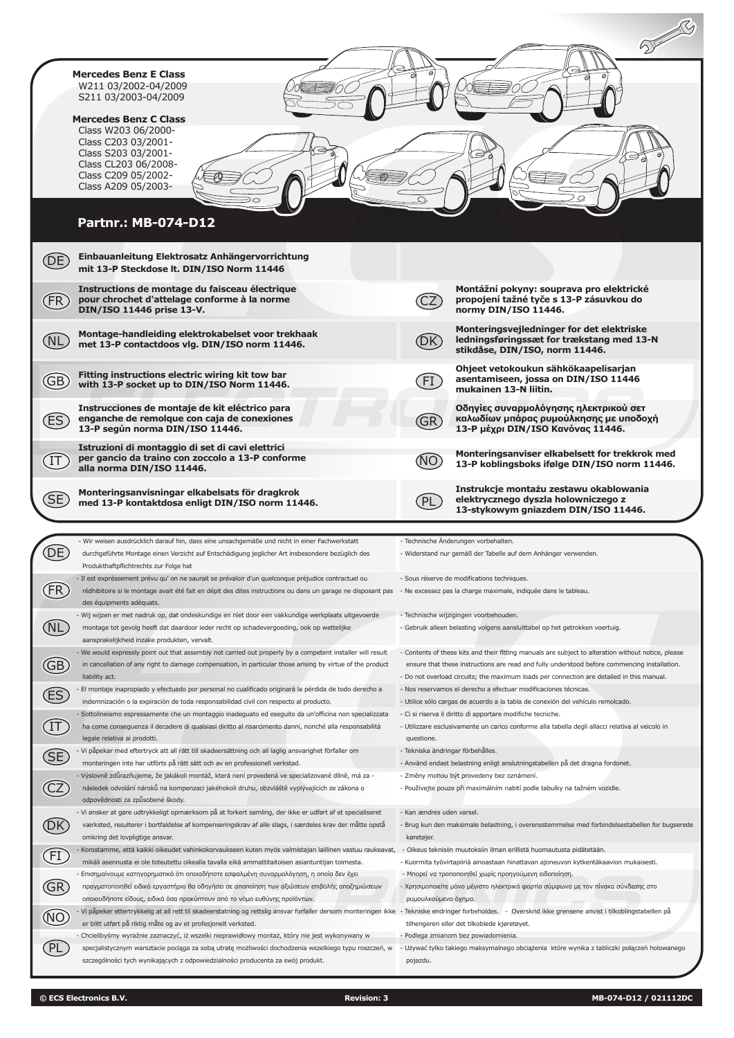**Mercedes Benz E Class**
W211 03/2002-04/2009
S211 03/2003-04/2009

**Mercedes Benz C Class**
Class W203 06/2000-
Class C203 03/2001-
Class S203 03/2001-
Class CL203 06/2008-
Class C209 05/2002-
Class A209 05/2003-

## Partnr.: MB-074-D12

**DE** **Einbauanleitung Elektrosatz Anhängervorrichtung mit 13-P Steckdose lt. DIN/ISO Norm 11446**

**FR** **Instructions de montage du faisceau électrique pour chrochet d'attelage conforme à la norme DIN/ISO 11446 prise 13-V.**

**NL** **Montage-handleiding elektrokabelset voor trekhaak met 13-P contactdoos vlg. DIN/ISO norm 11446.**

**GB** **Fitting instructions electric wiring kit tow bar with 13-P socket up to DIN/ISO Norm 11446.**

**ES** **Instrucciones de montaje de kit eléctrico para enganche de remolque con caja de conexiones 13-P según norma DIN/ISO 11446.**

**IT** **Istruzioni di montaggio di set di cavi elettrici per gancio da traino con zoccolo a 13-P conforme alla norma DIN/ISO 11446.**

**SE** **Monteringsanvisningar elkabelsats för dragkrok med 13-P kontaktdosa enligt DIN/ISO norm 11446.**

**CZ** **Montážní pokyny: souprava pro elektrické propojení tažné tyče s 13-P zásuvkou do normy DIN/ISO 11446.**

**DK** **Monteringsvejledninger for det elektriske ledningsføringssæt for trækstang med 13-N stikdåse, DIN/ISO, norm 11446.**

**FI** **Ohjeet vetokoukun sähkökaapelisarjan asentamiseen, jossa on DIN/ISO 11446 mukainen 13-N liitin.**

**GR** **Οδηγίες συναρμολόγησης ηλεκτρικού σετ καλωδίων μπάρας ρυμούλκησης με υποδοχή 13-P μέχρι DIN/ISO Κανόνας 11446.**

**NO** **Monteringsanvisniser elkabelsett for trekkrok med 13-P koblingsboks ifølge DIN/ISO norm 11446.**

**PL** **Instrukcje montażu zestawu okablowania elektrycznego dyszla holowniczego z 13-stykowym gniazdem DIN/ISO 11446.**

---

**DE**
- Wir weisen ausdrücklich darauf hin, dass eine unsachgemäße und nicht in einer Fachwerkstatt durchgeführte Montage einen Verzicht auf Entschädigung jeglicher Art insbesondere bezüglich des Produkthaftpflichtrechts zur Folge hat
- Technische Änderungen vorbehalten.
- Widerstand nur gemäß der Tabelle auf dem Anhänger verwenden.

**FR**
- Il est expréssement prévu qu' on ne saurait se prévaloir d'un quelconque préjudice contractuel ou rédhibitoire si le montage avait été fait en dépit des dites instructions ou dans un garage ne disposant pas des équipments adéquats.
- Sous réserve de modifications techniques.
- Ne excessez pas la charge maximale, indiquée dans le tableau.

**NL**
- Wij wijzen er met nadruk op, dat ondeskundige en niet door een vakkundige werkplaats uitgevoerde montage tot gevolg heeft dat daardoor ieder recht op schadevergoeding, ook op wettelijke aansprakelijkheid inzake produkten, vervalt.
- Technische wijzigingen voorbehouden.
- Gebruik alleen belasting volgens aansluittabel op het getrokken voertuig.

**GB**
- We would expressly point out that assembly not carried out properly by a competent installer will result in cancellation of any right to damage compensation, in particular those arising by virtue of the product liability act.
- Contents of these kits and their fitting manuals are subject to alteration without notice, please ensure that these instructions are read and fully understood before commencing installation.
- Do not overload circuits; the maximum loads per connection are detailed in this manual.

**ES**
- El montaje inapropiado y efectuado por personal no cualificado originará la pérdida de todo derecho a indemnización o la expiración de toda responsabilidad civil con respecto al producto.
- Nos reservamos el derecho a efectuar modificaciones técnicas.
- Utilice sólo cargas de acuerdo a la tabla de conexión del vehículo remolcado.

**IT**
- Sottolineiamo espressamente che un montaggio inadeguato ed eseguito da un'officina non specializzata ha come conseguenza il decadere di qualsiasi diritto al risarcimento danni, nonché alla responsabilità legale relativa ai prodotti.
- Ci si riserva il diritto di apportare modifiche tecniche.
- Utilizzare esclusivamente un carico conforme alla tabella degli allacci relativa al veicolo in questione.

**SE**
- Vi påpekar med eftertryck att all rätt till skadeersättning och all laglig ansvarighet förfaller om monteringen inte har utförts på rätt sätt och av en professionell verkstad.
- Tekniska ändringar förbehålles.
- Använd endast belastning enligt anslutningstabellen på det dragna fordonet.

**CZ**
- Výslovně zdůrazňujeme, že jakákoli montáž, která není provedená ve specializované dílně, má za následek odvolání nároků na kompenzaci jakéhokoli druhu, obzvláště vyplývajících ze zákona o odpovědnosti za způsobené škody.
- Změny mohou být provedeny bez oznámení.
- Používejte pouze při maximálním nabití podle tabulky na tažném vozidle.

**DK**
- Vi ønsker at gøre udtrykkeligt opmærksom på at forkert samling, der ikke er udført af et specialiseret værksted, resulterer i bortfaldelse af kompenseringskrav af alle slags, i særdeles krav der måtte opstå omkring det lovpligtige ansvar.
- Kan ændres uden varsel.
- Brug kun den maksimale belastning, i overensstemmelse med forbindelsestabellen for bugserede køretøjer.

**FI**
- Korostamme, että kaikki oikeudet vahinkokorvaukseen kuten myös valmistajan laillinen vastuu raukeavat, mikäli asennusta ei ole toteutettu oikealla tavalla eikä ammattitaitoisen asiantuntijan toimesta.
- Oikeus teknisiin muutoksiin ilman erillistä huomautusta pidätetään.
- Kuormita työvirtapiiriä ainoastaan hinattavan ajoneuvon kytkentäkaavion mukaisesti.

**GR**
- Επισημαίνουμε κατηγορηματικά ότι οποιοδήποτε εσφαλμένη συναρμολόγηση, η οποία δεν έχει πραγματοποιηθεί ειδικό εργαστήριο θα οδηγήσει σε αποποίηση των αξιώσεων επιβολής αποζημιώσεων οποιουδήποτε είδους, ειδικά όσα προκύπτουν από το νόμο ευθύνης προϊόντων.
- Μπορεί να τροποποιηθεί χωρίς προηγούμενη ειδοποίηση.
- Χρησιμοποιείτε μόνο μέγιστο ηλεκτρικό φορτίο σύμφωνα με τον πίνακα σύνδεσης στο ρυμουλκούμενο όχημα.

**NO**
- Vi påpeker ettertrykkelig at all rett til skadeerstatning og rettslig ansvar forfaller dersom monteringen ikke er blitt utført på riktig måte og av et profesjonelt verksted.
- Tekniske endringer forbeholdes.
- Overskrid ikke grensene anvist i tilkoblingstabellen på tilhengeren eller det tilkoblede kjøretøyet.

**PL**
- Chcielibyśmy wyraźnie zaznaczyć, iż wszelki nieprawidłowy montaż, który nie jest wykonywany w specjalistycznym warsztacie pociąga za sobą utratę możliwości dochodzenia wszelkiego typu roszczeń, w szczególności tych wynikających z odpowiedzialności producenta za swój produkt.
- Podlega zmianom bez powiadomienia.
- Używać tylko takiego maksymalnego obciążenia które wynika z tabliczki połączeń holowanego pojazdu.

© ECS Electronics B.V. — Revision: 3 — MB-074-D12 / 021112DC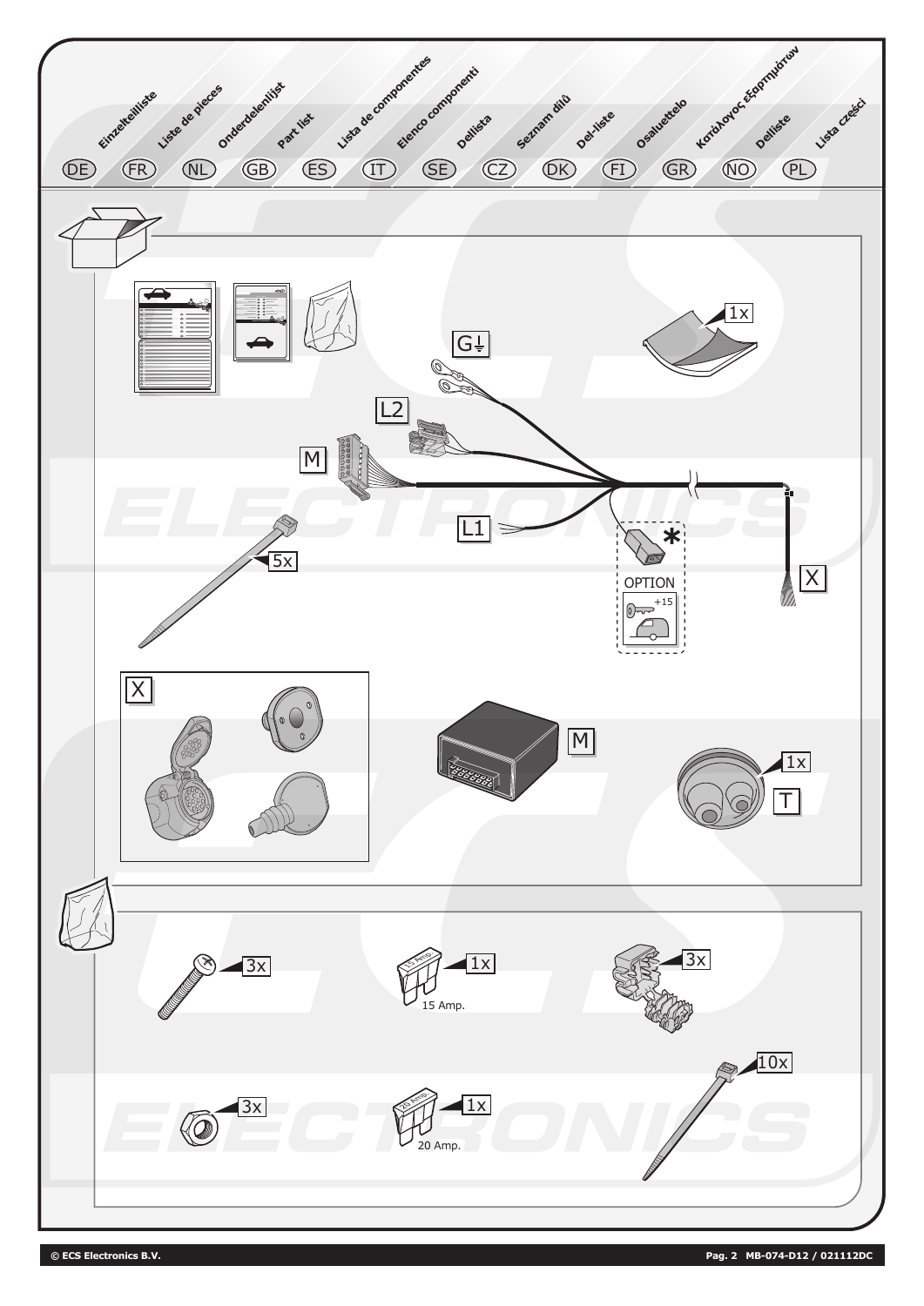| DE | FR | NL | GB | ES | IT | SE | CZ | DK | FI | GR | NO | PL |
|---|---|---|---|---|---|---|---|---|---|---|---|---|
| Einzelteilliste | Liste de pieces | Onderdelenlijst | Part list | Lista de componentes | Elenco componenti | Dellista | Seznam dílů | Del-liste | Osaluettelo | Κατάλογος εξαρτημάτων | Delliste | Lista części |

1x

G⏚

L2

M

L1

*

OPTION

+15

X

5x

X

M

1x

T

3x

15 Amp.

1x

3x

3x

20 Amp.

1x

10x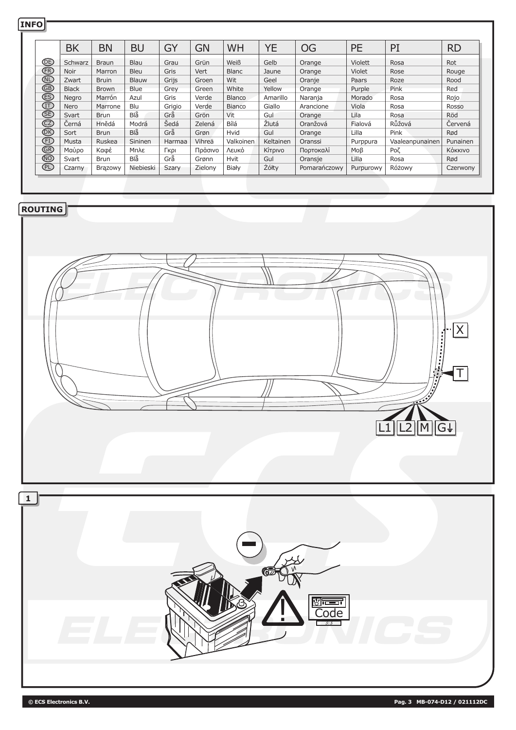## INFO

| | BK | BN | BU | GY | GN | WH | YE | OG | PE | PI | RD |
|---|---|---|---|---|---|---|---|---|---|---|---|
| DE | Schwarz | Braun | Blau | Grau | Grün | Weiß | Gelb | Orange | Violett | Rosa | Rot |
| FR | Noir | Marron | Bleu | Gris | Vert | Blanc | Jaune | Orange | Violet | Rose | Rouge |
| NL | Zwart | Bruin | Blauw | Grijs | Groen | Wit | Geel | Oranje | Paars | Roze | Rood |
| GB | Black | Brown | Blue | Grey | Green | White | Yellow | Orange | Purple | Pink | Red |
| ES | Negro | Marrón | Azul | Gris | Verde | Blanco | Amarillo | Naranja | Morado | Rosa | Rojo |
| IT | Nero | Marrone | Blu | Grigio | Verde | Bianco | Giallo | Arancione | Viola | Rosa | Rosso |
| SE | Svart | Brun | Blå | Grå | Grön | Vit | Gul | Orange | Lila | Rosa | Röd |
| CZ | Černá | Hnědá | Modrá | Šedá | Zelená | Bílá | Žlutá | Oranžová | Fialová | Růžová | Červená |
| DK | Sort | Brun | Blå | Grå | Grøn | Hvid | Gul | Orange | Lilla | Pink | Rød |
| FI | Musta | Ruskea | Sininen | Harmaa | Vihreä | Valkoinen | Keltainen | Oranssi | Purppura | Vaaleanpunainen | Punainen |
| GR | Μαύρο | Καφέ | Μπλε | Γκρι | Πράσινο | Λευκό | Κίτρινο | Πορτοκαλί | Μοβ | Ροζ | Κόκκινο |
| NO | Svart | Brun | Blå | Grå | Grønn | Hvit | Gul | Oransje | Lilla | Rosa | Rød |
| PL | Czarny | Brązowy | Niebieski | Szary | Zielony | Biały | Żółty | Pomarańczowy | Purpurowy | Różowy | Czerwony |

## ROUTING

X

T

L1 L2 M G⏚

## 1

Code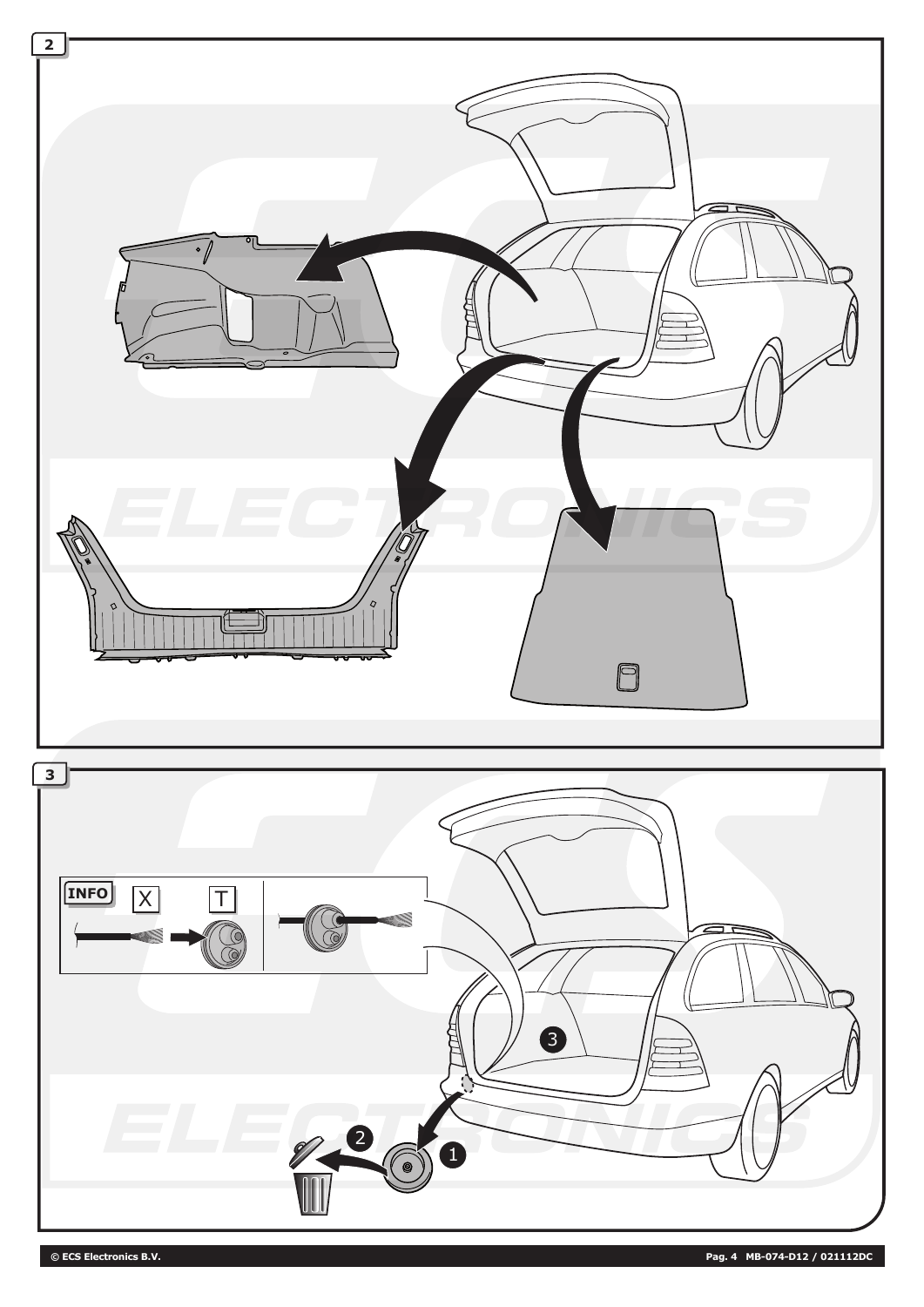2

3

INFO X T

1

2

3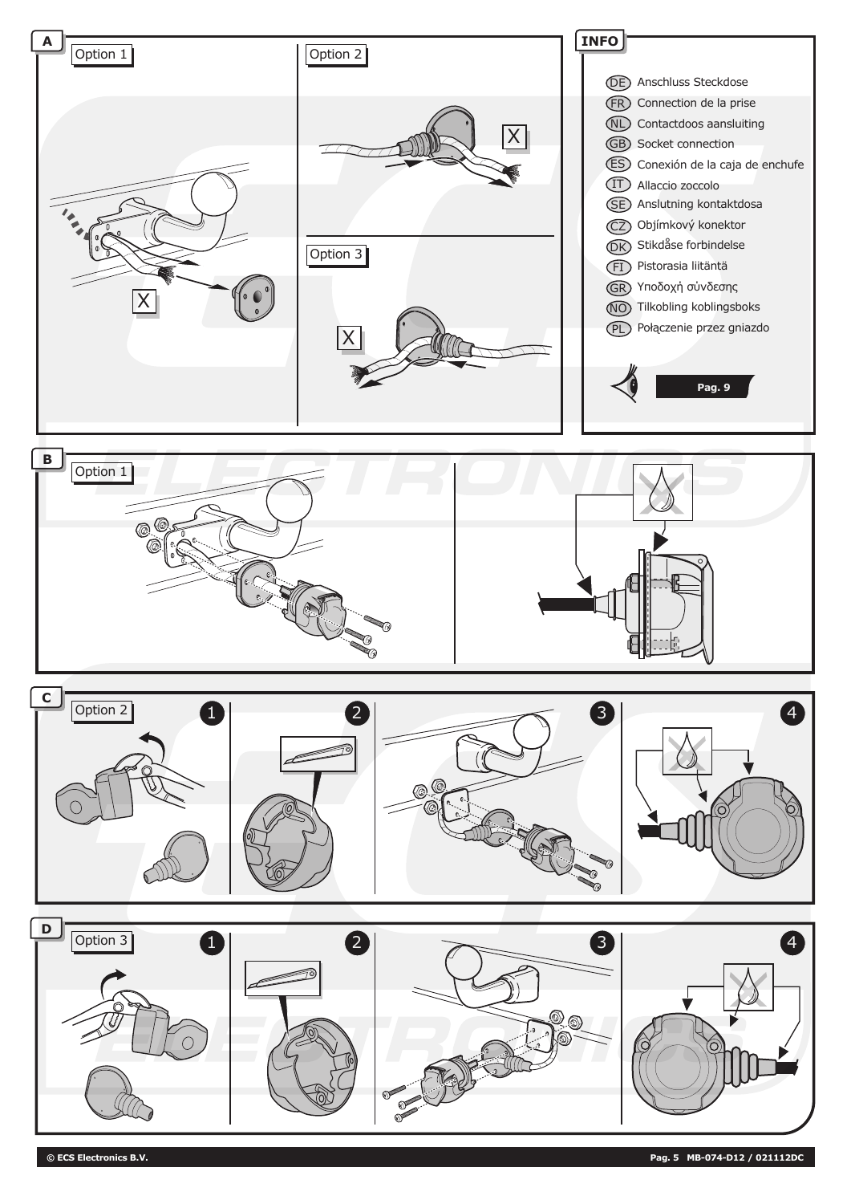## A

Option 1

X

Option 2

X

Option 3

X

## INFO

- (DE) Anschluss Steckdose
- (FR) Connection de la prise
- (NL) Contactdoos aansluiting
- (GB) Socket connection
- (ES) Conexión de la caja de enchufe
- (IT) Allaccio zoccolo
- (SE) Anslutning kontaktdosa
- (CZ) Objímkový konektor
- (DK) Stikdåse forbindelse
- (FI) Pistorasia liitäntä
- (GR) Υποδοχή σύνδεσης
- (NO) Tilkobling koblingsboks
- (PL) Połączenie przez gniazdo

**Pag. 9**

## B

Option 1

## C

Option 2

1 2 3 4

## D

Option 3

1 2 3 4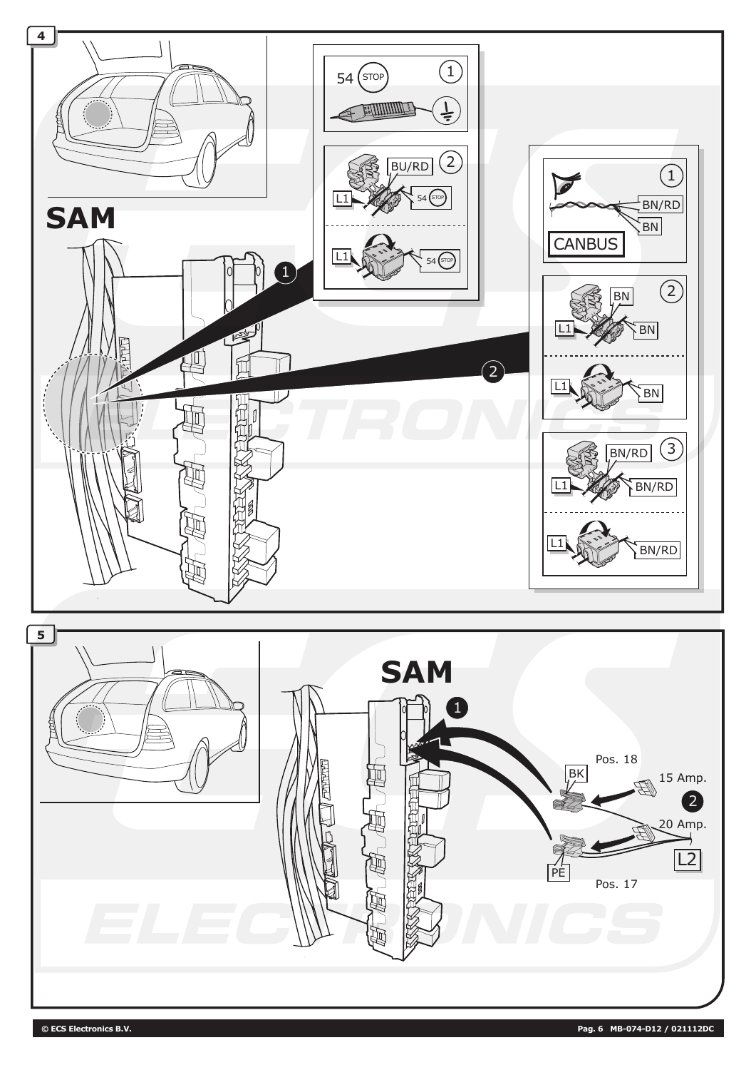4

SAM

1

54 STOP

1

BU/RD

2

L1

54 STOP

L1

54 STOP

2

1

BN/RD

BN

CANBUS

BN

2

L1

BN

L1

BN

BN/RD

3

L1

BN/RD

L1

BN/RD

5

SAM

1

Pos. 18

BK

15 Amp.

2

20 Amp.

L2

PE

Pos. 17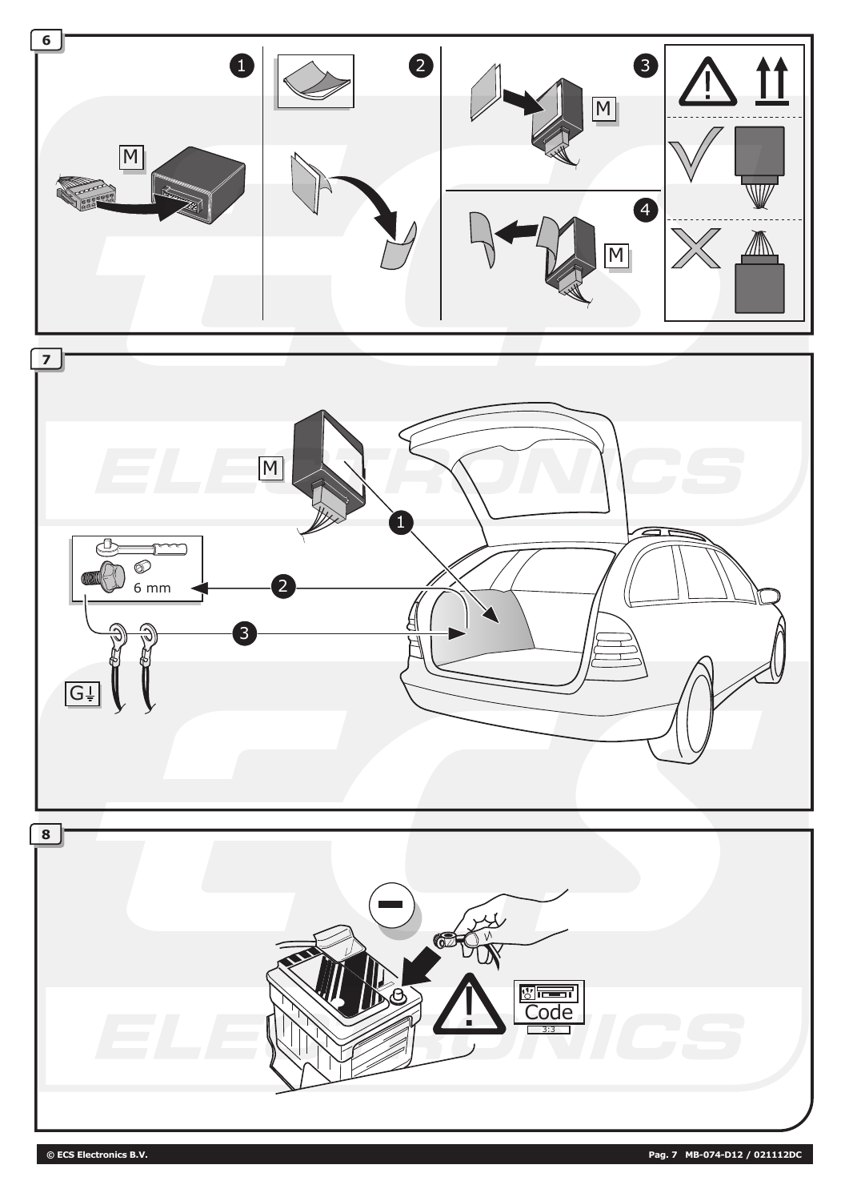6

M

7

M

6 mm

G

8

Code

3:3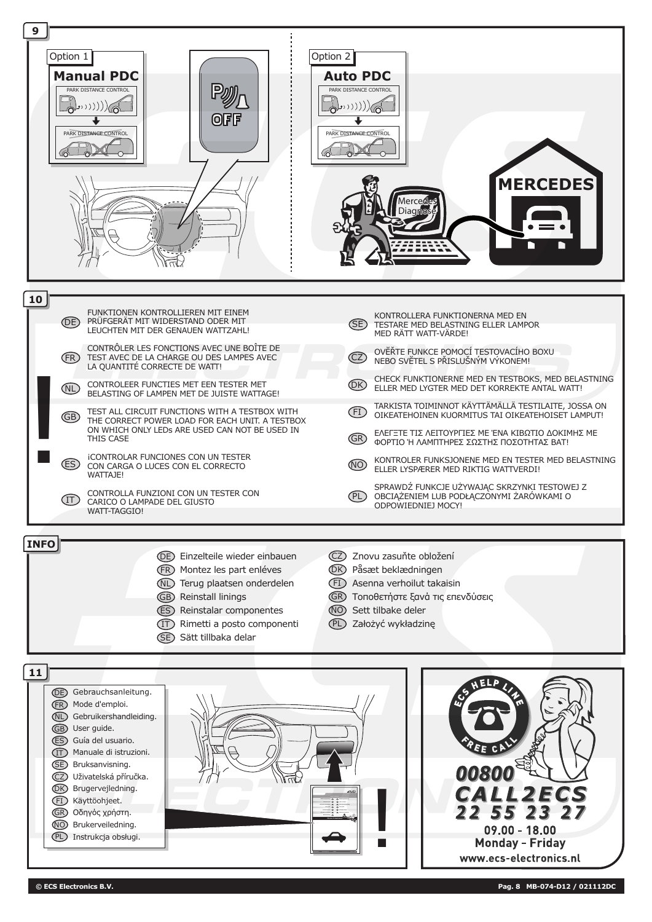## 9

Option 1

**Manual PDC**

PARK DISTANCE CONTROL

PARK DISTANCE CONTROL

OFF

Option 2

**Auto PDC**

PARK DISTANCE CONTROL

PARK DISTANCE CONTROL

Mercedes Diagnose

MERCEDES

## 10

!

- (DE) FUNKTIONEN KONTROLLIEREN MIT EINEM PRÜFGERÄT MIT WIDERSTAND ODER MIT LEUCHTEN MIT DER GENAUEN WATTZAHL!
- (FR) CONTRÔLER LES FONCTIONS AVEC UNE BOÎTE DE TEST AVEC DE LA CHARGE OU DES LAMPES AVEC LA QUANTITÉ CORRECTE DE WATT!
- (NL) CONTROLEER FUNCTIES MET EEN TESTER MET BELASTING OF LAMPEN MET DE JUISTE WATTAGE!
- (GB) TEST ALL CIRCUIT FUNCTIONS WITH A TESTBOX WITH THE CORRECT POWER LOAD FOR EACH UNIT. A TESTBOX ON WHICH ONLY LEDs ARE USED CAN NOT BE USED IN THIS CASE
- (ES) ¡CONTROLAR FUNCIONES CON UN TESTER CON CARGA O LUCES CON EL CORRECTO WATTAJE!
- (IT) CONTROLLA FUNZIONI CON UN TESTER CON CARICO O LAMPADE DEL GIUSTO WATT-TAGGIO!
- (SE) KONTROLLERA FUNKTIONERNA MED EN TESTARE MED BELASTNING ELLER LAMPOR MED RÄTT WATT-VÄRDE!
- (CZ) OVĚŘTE FUNKCE POMOCÍ TESTOVACÍHO BOXU NEBO SVĚTEL S PŘISLUŠNÝM VÝKONEM!
- (DK) CHECK FUNKTIONERNE MED EN TESTBOKS, MED BELASTNING ELLER MED LYGTER MED DET KORREKTE ANTAL WATT!
- (FI) TARKISTA TOIMINNOT KÄYTTÄMÄLLÄ TESTILAITE, JOSSA ON OIKEATEHOINEN KUORMITUS TAI OIKEATEHOISET LAMPUT!
- (GR) ΕΛΕΓΞΤΕ ΤΙΣ ΛΕΙΤΟΥΡΓΙΕΣ ΜΕ ΈΝΑ ΚΙΒΩΤΙΟ ΔΟΚΙΜΗΣ ΜΕ ΦΟΡΤΙΟ Ή ΛΑΜΠΤΗΡΕΣ ΣΩΣΤΗΣ ΠΟΣΟΤΗΤΑΣ ΒΑΤ!
- (NO) KONTROLER FUNKSJONENE MED EN TESTER MED BELASTNING ELLER LYSPÆRER MED RIKTIG WATTVERDI!
- (PL) SPRAWDŹ FUNKCJE UŻYWAJĄC SKRZYNKI TESTOWEJ Z OBCIĄŻENIEM LUB PODŁĄCZONYMI ŻARÓWKAMI O ODPOWIEDNIEJ MOCY!

## INFO

- (DE) Einzelteile wieder einbauen
- (FR) Montez les part enléves
- (NL) Terug plaatsen onderdelen
- (GB) Reinstall linings
- (ES) Reinstalar componentes
- (IT) Rimetti a posto componenti
- (SE) Sätt tillbaka delar
- (CZ) Znovu zasuňte obložení
- (DK) Påsæt beklædningen
- (FI) Asenna verhoilut takaisin
- (GR) Τοποθετήστε ξανά τις επενδύσεις
- (NO) Sett tilbake deler
- (PL) Założyć wykładzinę

## 11

- (DE) Gebrauchsanleitung.
- (FR) Mode d'emploi.
- (NL) Gebruikershandleiding.
- (GB) User guide.
- (ES) Guía del usuario.
- (IT) Manuale di istruzioni.
- (SE) Bruksanvisning.
- (CZ) Uživatelská příručka.
- (DK) Brugervejledning.
- (FI) Käyttöohjeet.
- (GR) Οδηγός χρήστη.
- (NO) Brukerveiledning.
- (PL) Instrukcja obsługi.

!

ECS HELP LINE

FREE CALL

**00800 CALL2ECS 22 55 23 27**

**09.00 - 18.00**

**Monday - Friday**

**www.ecs-electronics.nl**

© ECS Electronics B.V.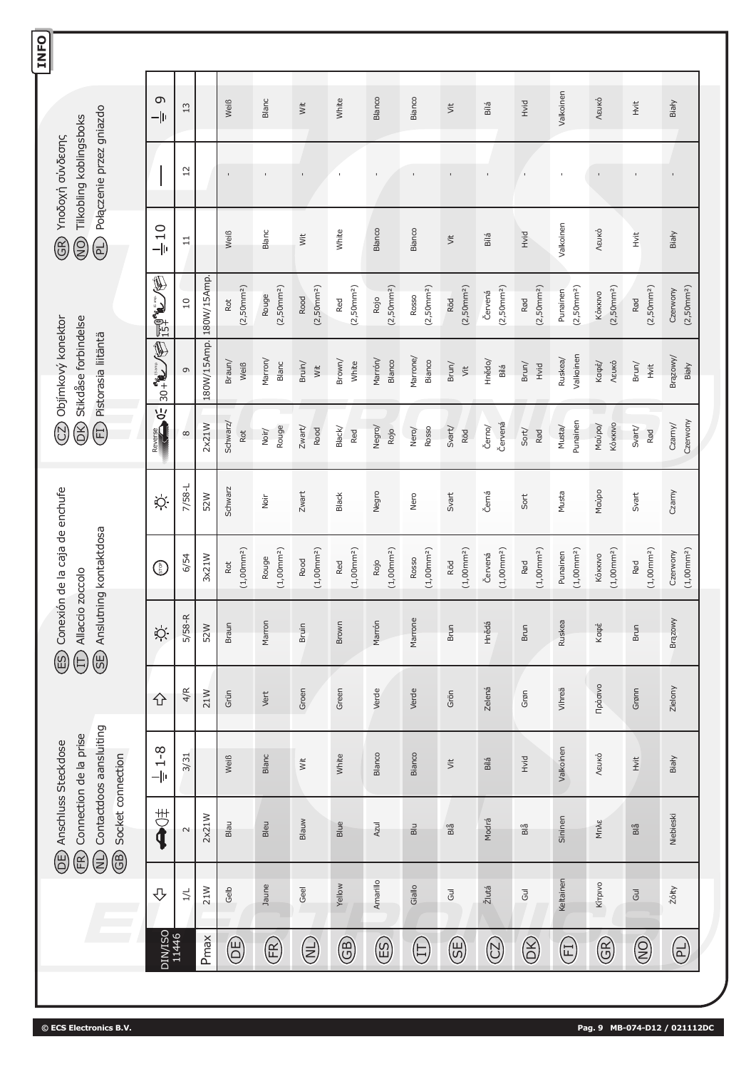INFO

(DE) Anschluss Steckdose
(FR) Connection de la prise
(NL) Contactdoos aansluiting
(GB) Socket connection
(ES) Conexión de la caja de enchufe
(IT) Allaccio zoccolo
(SE) Anslutning kontaktdosa
(CZ) Objímkový konektor
(DK) Stikdåse forbindelse
(FI) Pistorasia liitäntä
(GR) Υποδοχή σύνδεσης
(NO) Tilkobling koblingsboks
(PL) Połączenie przez gniazdo

| DIN/ISO 11446 | 1/L | 2 | 3/31 | 4/R | 5/58-R | 6/54 | 7/58-L | 8 | 9 | 10 | 11 | 12 | 13 |
|---|---|---|---|---|---|---|---|---|---|---|---|---|---|
| Pmax | 21W | 2x21W | | 21W | 52W | 3x21W | 52W | 2x21W | 180W/15Amp. | 180W/15Amp. | | | |
| (DE) | Gelb | Blau | Weiß | Grün | Braun | Rot (1,00mm²) | Schwarz | Schwarz/ Rot | Braun/ Weiß | Rot (2,50mm²) | Weiß | - | Weiß |
| (FR) | Jaune | Bleu | Blanc | Vert | Marron | Rouge (1,00mm²) | Noir | Noir/ Rouge | Marron/ Blanc | Rouge (2,50mm²) | Blanc | - | Blanc |
| (NL) | Geel | Blauw | Wit | Groen | Bruin | Rood (1,00mm²) | Zwart | Zwart/ Rood | Bruin/ Wit | Rood (2,50mm²) | Wit | - | Wit |
| (GB) | Yellow | Blue | White | Green | Brown | Red (1,00mm²) | Black | Black/ Red | Brown/ White | Red (2,50mm²) | White | - | White |
| (ES) | Amarillo | Azul | Blanco | Verde | Marrón | Rojo (1,00mm²) | Negro | Negro/ Rojo | Marrón/ Blanco | Rojo (2,50mm²) | Blanco | - | Blanco |
| (IT) | Giallo | Blu | Bianco | Verde | Marrone | Rosso (1,00mm²) | Nero | Nero/ Rosso | Marrone/ Bianco | Rosso (2,50mm²) | Bianco | - | Bianco |
| (SE) | Gul | Blå | Vit | Grön | Brun | Röd (1,00mm²) | Svart | Svart/ Röd | Brun/ Vit | Röd (2,50mm²) | Vit | - | Vit |
| (CZ) | Žlutá | Modrá | Bílá | Zelená | Hnědá | Červená (1,00mm²) | Černá | Černo/ Červená | Hnědo/ Bílá | Červená (2,50mm²) | Bílá | - | Bílá |
| (DK) | Gul | Blå | Hvid | Grøn | Brun | Rød (1,00mm²) | Sort | Sort/ Rød | Brun/ Hvid | Rød (2,50mm²) | Hvid | - | Hvid |
| (FI) | Keltainen | Sininen | Valkoinen | Vihreä | Ruskea | Punainen (1,00mm²) | Musta | Musta/ Punainen | Ruskea/ Valkoinen | Punainen (2,50mm²) | Valkoinen | - | Valkoinen |
| (GR) | Κίτρινο | Μπλε | Λευκό | Πράσινο | Καφέ | Κόκκινο (1,00mm²) | Μαύρο | Μαύρο/ Κόκκινο | Καφέ/ Λευκό | Κόκκινο (2,50mm²) | Λευκό | - | Λευκό |
| (NO) | Gul | Blå | Hvit | Grønn | Brun | Rød (1,00mm²) | Svart | Svart/ Rød | Brun/ Hvit | Rød (2,50mm²) | Hvit | - | Hvit |
| (PL) | Żółty | Niebieski | Biały | Zielony | Brązowy | Czerwony (1,00mm²) | Czarny | Czarny/ Czerwony | Brązowy/ Biały | Czerwony (2,50mm²) | Biały | - | Biały |

© ECS Electronics B.V.

MB-074-D12 / 021112DC